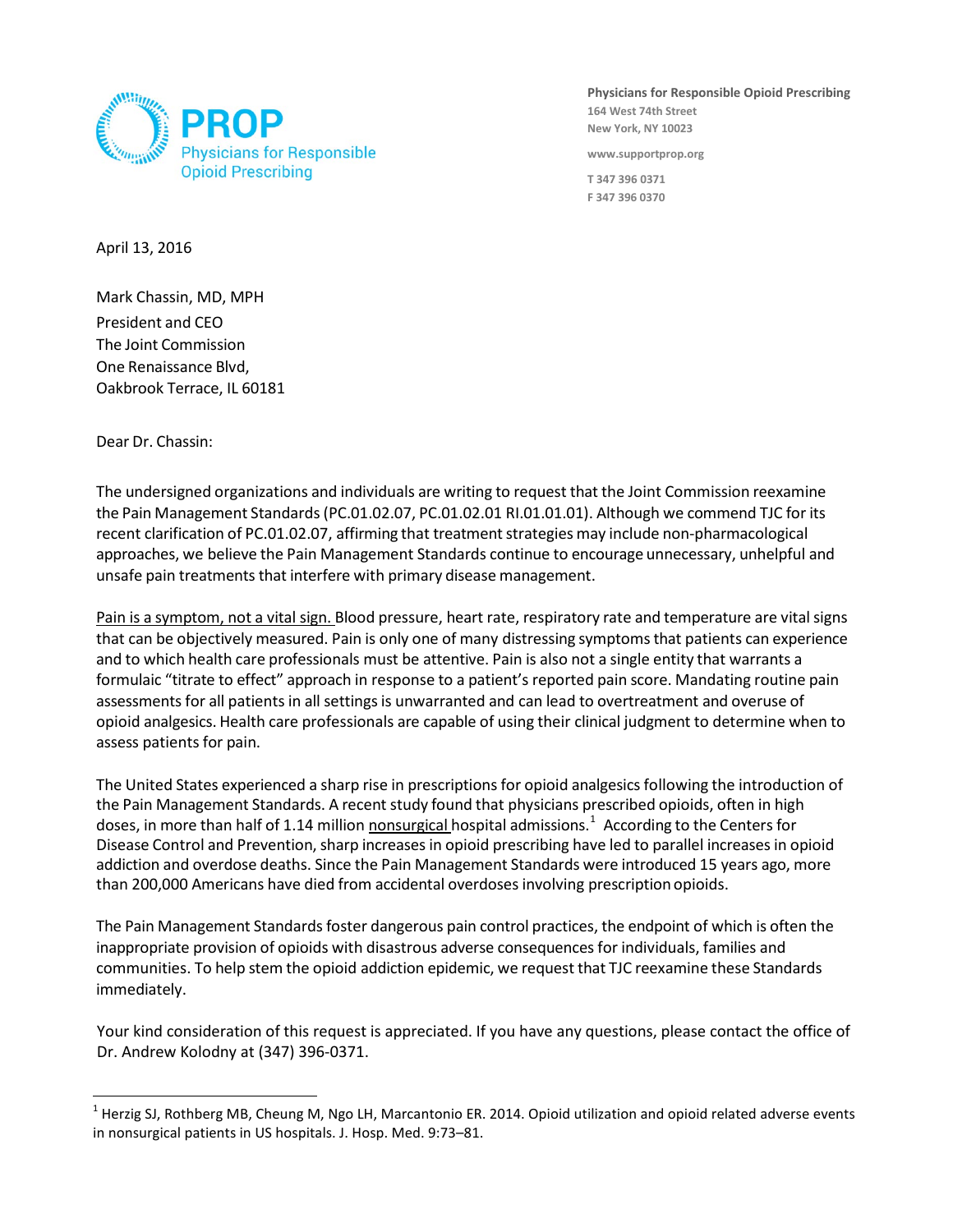**PROP**
Physicians for Responsible Opioid Prescribing

**Physicians for Responsible Opioid Prescribing**
164 West 74th Street
New York, NY 10023

www.supportprop.org

T 347 396 0371
F 347 396 0370

April 13, 2016

Mark Chassin, MD, MPH
President and CEO
The Joint Commission
One Renaissance Blvd,
Oakbrook Terrace, IL 60181

Dear Dr. Chassin:

The undersigned organizations and individuals are writing to request that the Joint Commission reexamine the Pain Management Standards (PC.01.02.07, PC.01.02.01 RI.01.01.01). Although we commend TJC for its recent clarification of PC.01.02.07, affirming that treatment strategies may include non-pharmacological approaches, we believe the Pain Management Standards continue to encourage unnecessary, unhelpful and unsafe pain treatments that interfere with primary disease management.

<u>Pain is a symptom, not a vital sign.</u> Blood pressure, heart rate, respiratory rate and temperature are vital signs that can be objectively measured. Pain is only one of many distressing symptoms that patients can experience and to which health care professionals must be attentive. Pain is also not a single entity that warrants a formulaic "titrate to effect" approach in response to a patient's reported pain score. Mandating routine pain assessments for all patients in all settings is unwarranted and can lead to overtreatment and overuse of opioid analgesics. Health care professionals are capable of using their clinical judgment to determine when to assess patients for pain.

The United States experienced a sharp rise in prescriptions for opioid analgesics following the introduction of the Pain Management Standards. A recent study found that physicians prescribed opioids, often in high doses, in more than half of 1.14 million <u>nonsurgical</u> hospital admissions.[1] According to the Centers for Disease Control and Prevention, sharp increases in opioid prescribing have led to parallel increases in opioid addiction and overdose deaths. Since the Pain Management Standards were introduced 15 years ago, more than 200,000 Americans have died from accidental overdoses involving prescription opioids.

The Pain Management Standards foster dangerous pain control practices, the endpoint of which is often the inappropriate provision of opioids with disastrous adverse consequences for individuals, families and communities. To help stem the opioid addiction epidemic, we request that TJC reexamine these Standards immediately.

Your kind consideration of this request is appreciated. If you have any questions, please contact the office of Dr. Andrew Kolodny at (347) 396-0371.

---

[1] Herzig SJ, Rothberg MB, Cheung M, Ngo LH, Marcantonio ER. 2014. Opioid utilization and opioid related adverse events in nonsurgical patients in US hospitals. J. Hosp. Med. 9:73–81.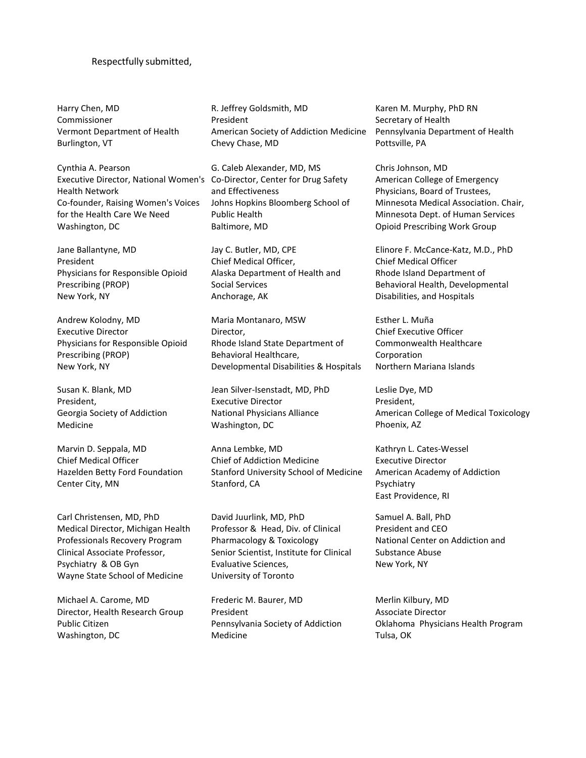Respectfully submitted,

Harry Chen, MD
Commissioner
Vermont Department of Health
Burlington, VT

Cynthia A. Pearson
Executive Director, National Women's Health Network
Co-founder, Raising Women's Voices for the Health Care We Need
Washington, DC

Jane Ballantyne, MD
President
Physicians for Responsible Opioid Prescribing (PROP)
New York, NY

Andrew Kolodny, MD
Executive Director
Physicians for Responsible Opioid Prescribing (PROP)
New York, NY

Susan K. Blank, MD
President,
Georgia Society of Addiction Medicine

Marvin D. Seppala, MD
Chief Medical Officer
Hazelden Betty Ford Foundation
Center City, MN

Carl Christensen, MD, PhD
Medical Director, Michigan Health Professionals Recovery Program
Clinical Associate Professor, Psychiatry & OB Gyn
Wayne State School of Medicine

Michael A. Carome, MD
Director, Health Research Group
Public Citizen
Washington, DC

R. Jeffrey Goldsmith, MD
President
American Society of Addiction Medicine
Chevy Chase, MD

G. Caleb Alexander, MD, MS
Co-Director, Center for Drug Safety and Effectiveness
Johns Hopkins Bloomberg School of Public Health
Baltimore, MD

Jay C. Butler, MD, CPE
Chief Medical Officer,
Alaska Department of Health and Social Services
Anchorage, AK

Maria Montanaro, MSW
Director,
Rhode Island State Department of Behavioral Healthcare, Developmental Disabilities & Hospitals

Jean Silver-Isenstadt, MD, PhD
Executive Director
National Physicians Alliance
Washington, DC

Anna Lembke, MD
Chief of Addiction Medicine
Stanford University School of Medicine
Stanford, CA

David Juurlink, MD, PhD
Professor & Head, Div. of Clinical Pharmacology & Toxicology
Senior Scientist, Institute for Clinical Evaluative Sciences,
University of Toronto

Frederic M. Baurer, MD
President
Pennsylvania Society of Addiction Medicine

Karen M. Murphy, PhD RN
Secretary of Health
Pennsylvania Department of Health
Pottsville, PA

Chris Johnson, MD
American College of Emergency Physicians, Board of Trustees,
Minnesota Medical Association. Chair,
Minnesota Dept. of Human Services Opioid Prescribing Work Group

Elinore F. McCance-Katz, M.D., PhD
Chief Medical Officer
Rhode Island Department of Behavioral Health, Developmental Disabilities, and Hospitals

Esther L. Muña
Chief Executive Officer
Commonwealth Healthcare Corporation
Northern Mariana Islands

Leslie Dye, MD
President,
American College of Medical Toxicology
Phoenix, AZ

Kathryn L. Cates-Wessel
Executive Director
American Academy of Addiction Psychiatry
East Providence, RI

Samuel A. Ball, PhD
President and CEO
National Center on Addiction and Substance Abuse
New York, NY

Merlin Kilbury, MD
Associate Director
Oklahoma Physicians Health Program
Tulsa, OK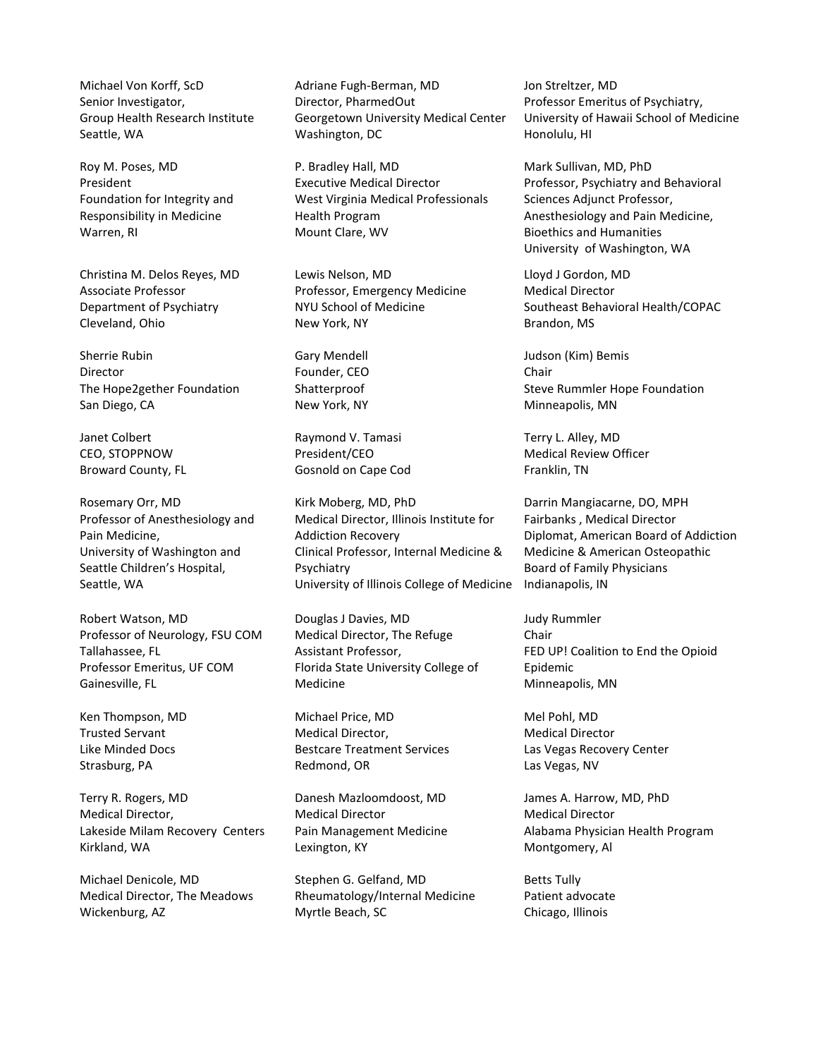Michael Von Korff, ScD
Senior Investigator,
Group Health Research Institute
Seattle, WA

Roy M. Poses, MD
President
Foundation for Integrity and
Responsibility in Medicine
Warren, RI

Christina M. Delos Reyes, MD
Associate Professor
Department of Psychiatry
Cleveland, Ohio

Sherrie Rubin
Director
The Hope2gether Foundation
San Diego, CA

Janet Colbert
CEO, STOPPNOW
Broward County, FL

Rosemary Orr, MD
Professor of Anesthesiology and
Pain Medicine,
University of Washington and
Seattle Children's Hospital,
Seattle, WA

Robert Watson, MD
Professor of Neurology, FSU COM
Tallahassee, FL
Professor Emeritus, UF COM
Gainesville, FL

Ken Thompson, MD
Trusted Servant
Like Minded Docs
Strasburg, PA

Terry R. Rogers, MD
Medical Director,
Lakeside Milam Recovery Centers
Kirkland, WA

Michael Denicole, MD
Medical Director, The Meadows
Wickenburg, AZ

Adriane Fugh-Berman, MD
Director, PharmedOut
Georgetown University Medical Center
Washington, DC

P. Bradley Hall, MD
Executive Medical Director
West Virginia Medical Professionals
Health Program
Mount Clare, WV

Lewis Nelson, MD
Professor, Emergency Medicine
NYU School of Medicine
New York, NY

Gary Mendell
Founder, CEO
Shatterproof
New York, NY

Raymond V. Tamasi
President/CEO
Gosnold on Cape Cod

Kirk Moberg, MD, PhD
Medical Director, Illinois Institute for
Addiction Recovery
Clinical Professor, Internal Medicine &
Psychiatry
University of Illinois College of Medicine

Douglas J Davies, MD
Medical Director, The Refuge
Assistant Professor,
Florida State University College of
Medicine

Michael Price, MD
Medical Director,
Bestcare Treatment Services
Redmond, OR

Danesh Mazloomdoost, MD
Medical Director
Pain Management Medicine
Lexington, KY

Stephen G. Gelfand, MD
Rheumatology/Internal Medicine
Myrtle Beach, SC

Jon Streltzer, MD
Professor Emeritus of Psychiatry,
University of Hawaii School of Medicine
Honolulu, HI

Mark Sullivan, MD, PhD
Professor, Psychiatry and Behavioral
Sciences Adjunct Professor,
Anesthesiology and Pain Medicine,
Bioethics and Humanities
University of Washington, WA

Lloyd J Gordon, MD
Medical Director
Southeast Behavioral Health/COPAC
Brandon, MS

Judson (Kim) Bemis
Chair
Steve Rummler Hope Foundation
Minneapolis, MN

Terry L. Alley, MD
Medical Review Officer
Franklin, TN

Darrin Mangiacarne, DO, MPH
Fairbanks , Medical Director
Diplomat, American Board of Addiction
Medicine & American Osteopathic
Board of Family Physicians
Indianapolis, IN

Judy Rummler
Chair
FED UP! Coalition to End the Opioid
Epidemic
Minneapolis, MN

Mel Pohl, MD
Medical Director
Las Vegas Recovery Center
Las Vegas, NV

James A. Harrow, MD, PhD
Medical Director
Alabama Physician Health Program
Montgomery, Al

Betts Tully
Patient advocate
Chicago, Illinois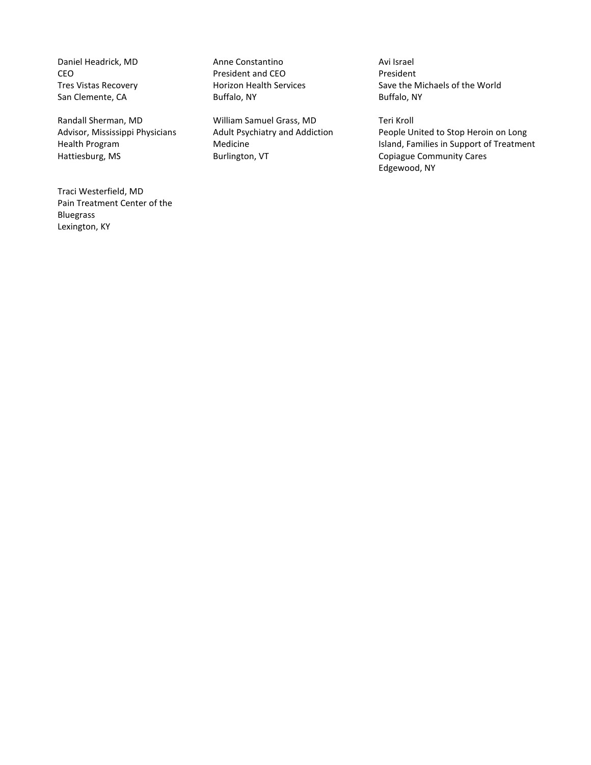Daniel Headrick, MD
CEO
Tres Vistas Recovery
San Clemente, CA

Anne Constantino
President and CEO
Horizon Health Services
Buffalo, NY

Avi Israel
President
Save the Michaels of the World
Buffalo, NY

Randall Sherman, MD
Advisor, Mississippi Physicians Health Program
Hattiesburg, MS

William Samuel Grass, MD
Adult Psychiatry and Addiction Medicine
Burlington, VT

Teri Kroll
People United to Stop Heroin on Long Island, Families in Support of Treatment
Copiague Community Cares
Edgewood, NY

Traci Westerfield, MD
Pain Treatment Center of the Bluegrass
Lexington, KY